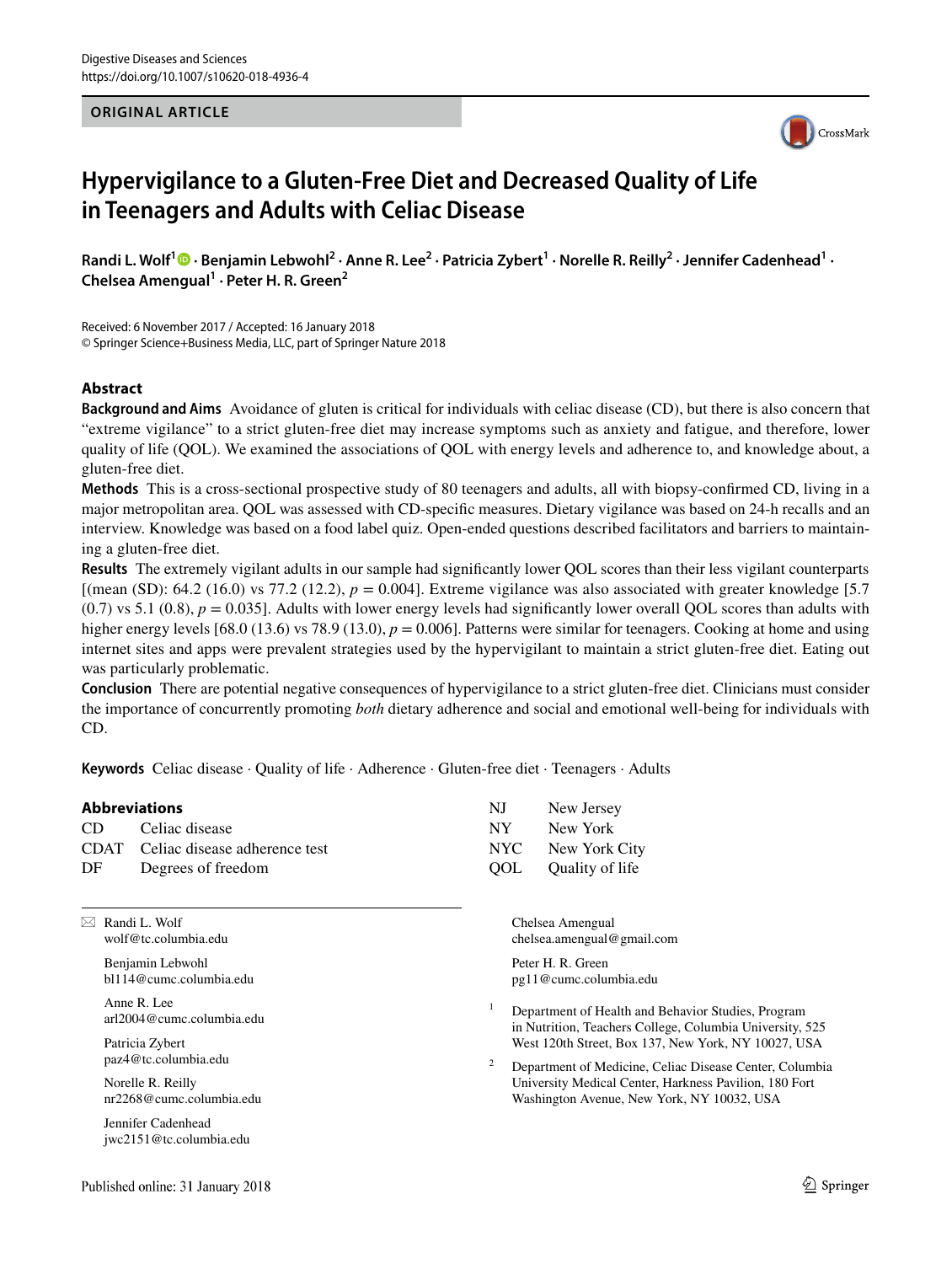Digestive Diseases and Sciences
https://doi.org/10.1007/s10620-018-4936-4

**ORIGINAL ARTICLE**

# Hypervigilance to a Gluten-Free Diet and Decreased Quality of Life in Teenagers and Adults with Celiac Disease

**Randi L. Wolf[1] · Benjamin Lebwohl[2] · Anne R. Lee[2] · Patricia Zybert[1] · Norelle R. Reilly[2] · Jennifer Cadenhead[1] · Chelsea Amengual[1] · Peter H. R. Green[2]**

Received: 6 November 2017 / Accepted: 16 January 2018
© Springer Science+Business Media, LLC, part of Springer Nature 2018

## Abstract

**Background and Aims** Avoidance of gluten is critical for individuals with celiac disease (CD), but there is also concern that "extreme vigilance" to a strict gluten-free diet may increase symptoms such as anxiety and fatigue, and therefore, lower quality of life (QOL). We examined the associations of QOL with energy levels and adherence to, and knowledge about, a gluten-free diet.

**Methods** This is a cross-sectional prospective study of 80 teenagers and adults, all with biopsy-confirmed CD, living in a major metropolitan area. QOL was assessed with CD-specific measures. Dietary vigilance was based on 24-h recalls and an interview. Knowledge was based on a food label quiz. Open-ended questions described facilitators and barriers to maintaining a gluten-free diet.

**Results** The extremely vigilant adults in our sample had significantly lower QOL scores than their less vigilant counterparts [(mean (SD): 64.2 (16.0) vs 77.2 (12.2), $p = 0.004$]. Extreme vigilance was also associated with greater knowledge [5.7 (0.7) vs 5.1 (0.8), $p = 0.035$]. Adults with lower energy levels had significantly lower overall QOL scores than adults with higher energy levels [68.0 (13.6) vs 78.9 (13.0), $p = 0.006$]. Patterns were similar for teenagers. Cooking at home and using internet sites and apps were prevalent strategies used by the hypervigilant to maintain a strict gluten-free diet. Eating out was particularly problematic.

**Conclusion** There are potential negative consequences of hypervigilance to a strict gluten-free diet. Clinicians must consider the importance of concurrently promoting *both* dietary adherence and social and emotional well-being for individuals with CD.

**Keywords** Celiac disease · Quality of life · Adherence · Gluten-free diet · Teenagers · Adults

### Abbreviations

| | |
|---|---|
| CD | Celiac disease |
| CDAT | Celiac disease adherence test |
| DF | Degrees of freedom |
| NJ | New Jersey |
| NY | New York |
| NYC | New York City |
| QOL | Quality of life |

---

✉ Randi L. Wolf
wolf@tc.columbia.edu

Benjamin Lebwohl
bl114@cumc.columbia.edu

Anne R. Lee
arl2004@cumc.columbia.edu

Patricia Zybert
paz4@tc.columbia.edu

Norelle R. Reilly
nr2268@cumc.columbia.edu

Jennifer Cadenhead
jwc2151@tc.columbia.edu

Chelsea Amengual
chelsea.amengual@gmail.com

Peter H. R. Green
pg11@cumc.columbia.edu

[1] Department of Health and Behavior Studies, Program in Nutrition, Teachers College, Columbia University, 525 West 120th Street, Box 137, New York, NY 10027, USA

[2] Department of Medicine, Celiac Disease Center, Columbia University Medical Center, Harkness Pavilion, 180 Fort Washington Avenue, New York, NY 10032, USA

Published online: 31 January 2018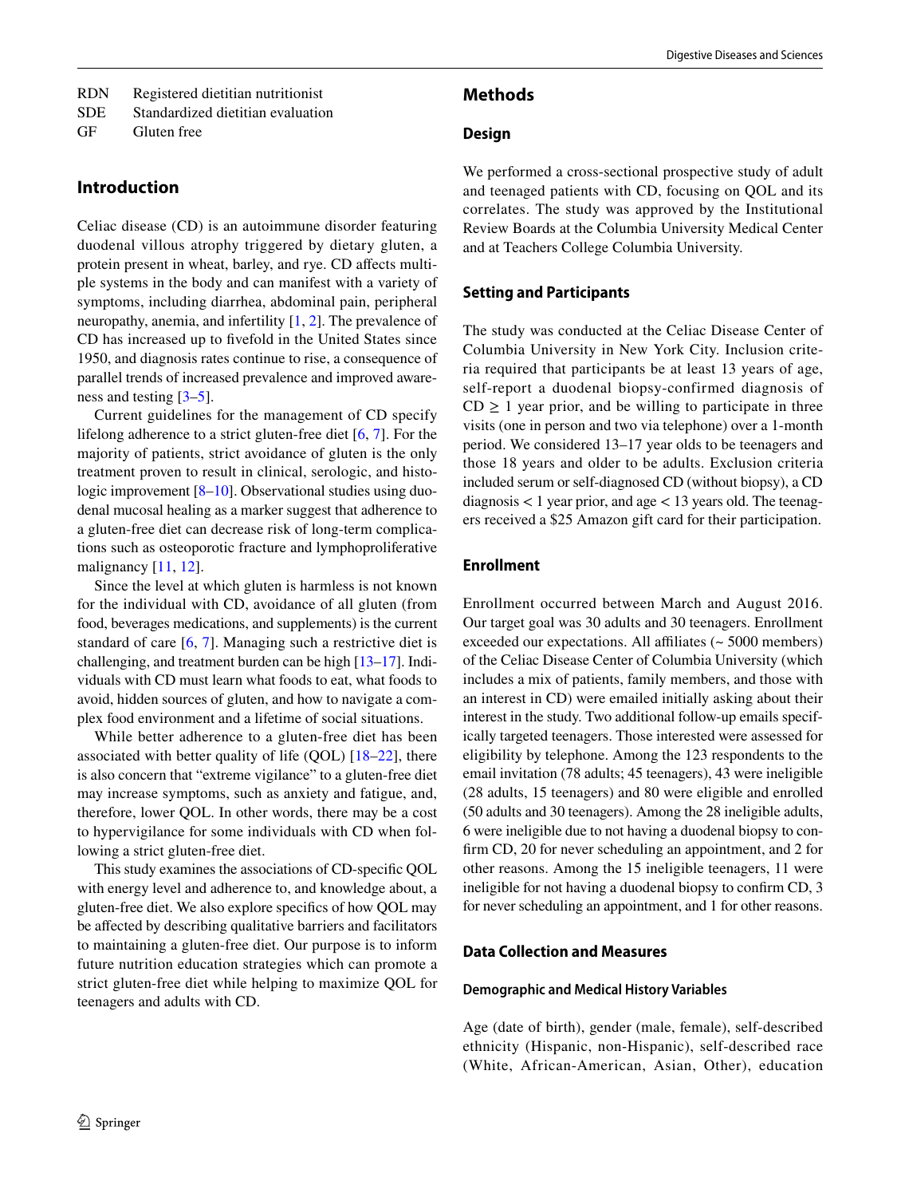RDN Registered dietitian nutritionist
SDE Standardized dietitian evaluation
GF Gluten free

## Introduction

Celiac disease (CD) is an autoimmune disorder featuring duodenal villous atrophy triggered by dietary gluten, a protein present in wheat, barley, and rye. CD affects multiple systems in the body and can manifest with a variety of symptoms, including diarrhea, abdominal pain, peripheral neuropathy, anemia, and infertility [1, 2]. The prevalence of CD has increased up to fivefold in the United States since 1950, and diagnosis rates continue to rise, a consequence of parallel trends of increased prevalence and improved awareness and testing [3–5].

Current guidelines for the management of CD specify lifelong adherence to a strict gluten-free diet [6, 7]. For the majority of patients, strict avoidance of gluten is the only treatment proven to result in clinical, serologic, and histologic improvement [8–10]. Observational studies using duodenal mucosal healing as a marker suggest that adherence to a gluten-free diet can decrease risk of long-term complications such as osteoporotic fracture and lymphoproliferative malignancy [11, 12].

Since the level at which gluten is harmless is not known for the individual with CD, avoidance of all gluten (from food, beverages medications, and supplements) is the current standard of care [6, 7]. Managing such a restrictive diet is challenging, and treatment burden can be high [13–17]. Individuals with CD must learn what foods to eat, what foods to avoid, hidden sources of gluten, and how to navigate a complex food environment and a lifetime of social situations.

While better adherence to a gluten-free diet has been associated with better quality of life (QOL) [18–22], there is also concern that "extreme vigilance" to a gluten-free diet may increase symptoms, such as anxiety and fatigue, and, therefore, lower QOL. In other words, there may be a cost to hypervigilance for some individuals with CD when following a strict gluten-free diet.

This study examines the associations of CD-specific QOL with energy level and adherence to, and knowledge about, a gluten-free diet. We also explore specifics of how QOL may be affected by describing qualitative barriers and facilitators to maintaining a gluten-free diet. Our purpose is to inform future nutrition education strategies which can promote a strict gluten-free diet while helping to maximize QOL for teenagers and adults with CD.

## Methods

### Design

We performed a cross-sectional prospective study of adult and teenaged patients with CD, focusing on QOL and its correlates. The study was approved by the Institutional Review Boards at the Columbia University Medical Center and at Teachers College Columbia University.

### Setting and Participants

The study was conducted at the Celiac Disease Center of Columbia University in New York City. Inclusion criteria required that participants be at least 13 years of age, self-report a duodenal biopsy-confirmed diagnosis of CD $\geq$ 1 year prior, and be willing to participate in three visits (one in person and two via telephone) over a 1-month period. We considered 13–17 year olds to be teenagers and those 18 years and older to be adults. Exclusion criteria included serum or self-diagnosed CD (without biopsy), a CD diagnosis < 1 year prior, and age < 13 years old. The teenagers received a $25 Amazon gift card for their participation.

### Enrollment

Enrollment occurred between March and August 2016. Our target goal was 30 adults and 30 teenagers. Enrollment exceeded our expectations. All affiliates (~ 5000 members) of the Celiac Disease Center of Columbia University (which includes a mix of patients, family members, and those with an interest in CD) were emailed initially asking about their interest in the study. Two additional follow-up emails specifically targeted teenagers. Those interested were assessed for eligibility by telephone. Among the 123 respondents to the email invitation (78 adults; 45 teenagers), 43 were ineligible (28 adults, 15 teenagers) and 80 were eligible and enrolled (50 adults and 30 teenagers). Among the 28 ineligible adults, 6 were ineligible due to not having a duodenal biopsy to confirm CD, 20 for never scheduling an appointment, and 2 for other reasons. Among the 15 ineligible teenagers, 11 were ineligible for not having a duodenal biopsy to confirm CD, 3 for never scheduling an appointment, and 1 for other reasons.

### Data Collection and Measures

#### Demographic and Medical History Variables

Age (date of birth), gender (male, female), self-described ethnicity (Hispanic, non-Hispanic), self-described race (White, African-American, Asian, Other), education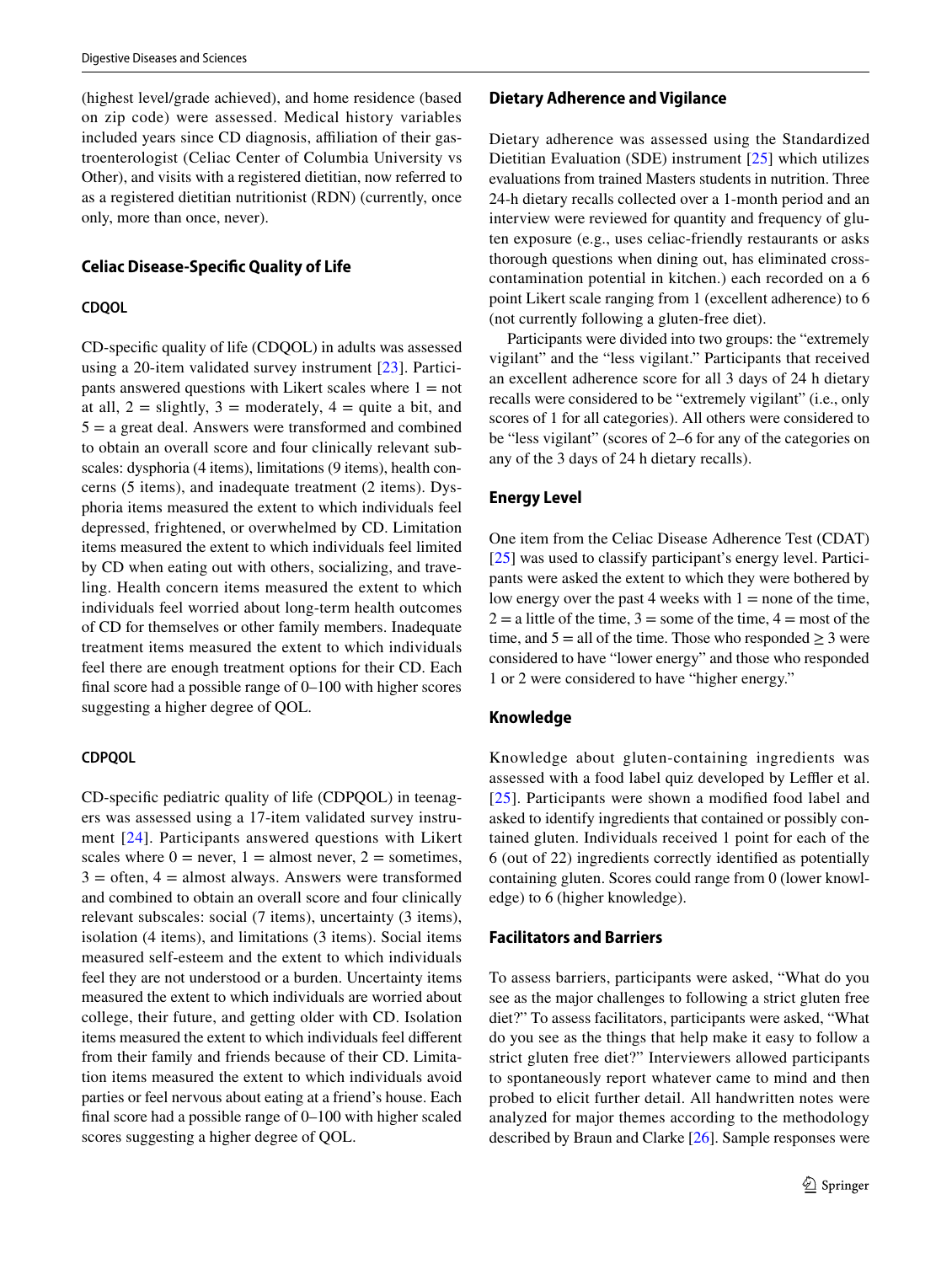(highest level/grade achieved), and home residence (based on zip code) were assessed. Medical history variables included years since CD diagnosis, affiliation of their gastroenterologist (Celiac Center of Columbia University vs Other), and visits with a registered dietitian, now referred to as a registered dietitian nutritionist (RDN) (currently, once only, more than once, never).

### Celiac Disease‑Specific Quality of Life

#### CDQOL

CD-specific quality of life (CDQOL) in adults was assessed using a 20-item validated survey instrument [23]. Participants answered questions with Likert scales where 1 = not at all, 2 = slightly, 3 = moderately, 4 = quite a bit, and 5 = a great deal. Answers were transformed and combined to obtain an overall score and four clinically relevant subscales: dysphoria (4 items), limitations (9 items), health concerns (5 items), and inadequate treatment (2 items). Dysphoria items measured the extent to which individuals feel depressed, frightened, or overwhelmed by CD. Limitation items measured the extent to which individuals feel limited by CD when eating out with others, socializing, and traveling. Health concern items measured the extent to which individuals feel worried about long-term health outcomes of CD for themselves or other family members. Inadequate treatment items measured the extent to which individuals feel there are enough treatment options for their CD. Each final score had a possible range of 0–100 with higher scores suggesting a higher degree of QOL.

#### CDPQOL

CD-specific pediatric quality of life (CDPQOL) in teenagers was assessed using a 17-item validated survey instrument [24]. Participants answered questions with Likert scales where 0 = never, 1 = almost never, 2 = sometimes, 3 = often, 4 = almost always. Answers were transformed and combined to obtain an overall score and four clinically relevant subscales: social (7 items), uncertainty (3 items), isolation (4 items), and limitations (3 items). Social items measured self-esteem and the extent to which individuals feel they are not understood or a burden. Uncertainty items measured the extent to which individuals are worried about college, their future, and getting older with CD. Isolation items measured the extent to which individuals feel different from their family and friends because of their CD. Limitation items measured the extent to which individuals avoid parties or feel nervous about eating at a friend's house. Each final score had a possible range of 0–100 with higher scaled scores suggesting a higher degree of QOL.

### Dietary Adherence and Vigilance

Dietary adherence was assessed using the Standardized Dietitian Evaluation (SDE) instrument [25] which utilizes evaluations from trained Masters students in nutrition. Three 24-h dietary recalls collected over a 1-month period and an interview were reviewed for quantity and frequency of gluten exposure (e.g., uses celiac-friendly restaurants or asks thorough questions when dining out, has eliminated cross-contamination potential in kitchen.) each recorded on a 6 point Likert scale ranging from 1 (excellent adherence) to 6 (not currently following a gluten-free diet).

Participants were divided into two groups: the "extremely vigilant" and the "less vigilant." Participants that received an excellent adherence score for all 3 days of 24 h dietary recalls were considered to be "extremely vigilant" (i.e., only scores of 1 for all categories). All others were considered to be "less vigilant" (scores of 2–6 for any of the categories on any of the 3 days of 24 h dietary recalls).

### Energy Level

One item from the Celiac Disease Adherence Test (CDAT) [25] was used to classify participant's energy level. Participants were asked the extent to which they were bothered by low energy over the past 4 weeks with 1 = none of the time, 2 = a little of the time, 3 = some of the time, 4 = most of the time, and 5 = all of the time. Those who responded ≥ 3 were considered to have "lower energy" and those who responded 1 or 2 were considered to have "higher energy."

### Knowledge

Knowledge about gluten-containing ingredients was assessed with a food label quiz developed by Leffler et al. [25]. Participants were shown a modified food label and asked to identify ingredients that contained or possibly contained gluten. Individuals received 1 point for each of the 6 (out of 22) ingredients correctly identified as potentially containing gluten. Scores could range from 0 (lower knowledge) to 6 (higher knowledge).

### Facilitators and Barriers

To assess barriers, participants were asked, "What do you see as the major challenges to following a strict gluten free diet?" To assess facilitators, participants were asked, "What do you see as the things that help make it easy to follow a strict gluten free diet?" Interviewers allowed participants to spontaneously report whatever came to mind and then probed to elicit further detail. All handwritten notes were analyzed for major themes according to the methodology described by Braun and Clarke [26]. Sample responses were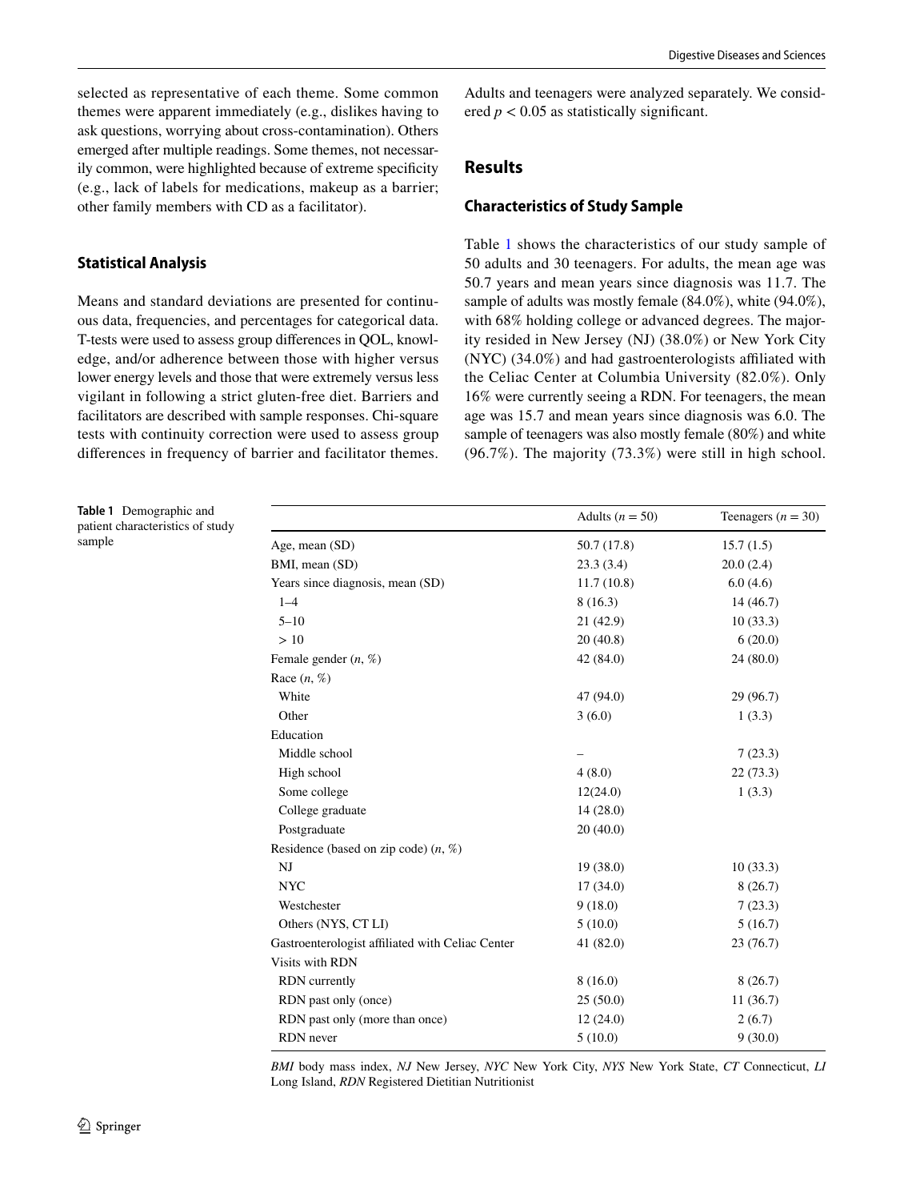selected as representative of each theme. Some common themes were apparent immediately (e.g., dislikes having to ask questions, worrying about cross-contamination). Others emerged after multiple readings. Some themes, not necessarily common, were highlighted because of extreme specificity (e.g., lack of labels for medications, makeup as a barrier; other family members with CD as a facilitator).

### Statistical Analysis

Means and standard deviations are presented for continuous data, frequencies, and percentages for categorical data. T-tests were used to assess group differences in QOL, knowledge, and/or adherence between those with higher versus lower energy levels and those that were extremely versus less vigilant in following a strict gluten-free diet. Barriers and facilitators are described with sample responses. Chi-square tests with continuity correction were used to assess group differences in frequency of barrier and facilitator themes. Adults and teenagers were analyzed separately. We considered $p < 0.05$ as statistically significant.

## Results

### Characteristics of Study Sample

Table 1 shows the characteristics of our study sample of 50 adults and 30 teenagers. For adults, the mean age was 50.7 years and mean years since diagnosis was 11.7. The sample of adults was mostly female (84.0%), white (94.0%), with 68% holding college or advanced degrees. The majority resided in New Jersey (NJ) (38.0%) or New York City (NYC) (34.0%) and had gastroenterologists affiliated with the Celiac Center at Columbia University (82.0%). Only 16% were currently seeing a RDN. For teenagers, the mean age was 15.7 and mean years since diagnosis was 6.0. The sample of teenagers was also mostly female (80%) and white (96.7%). The majority (73.3%) were still in high school.

**Table 1** Demographic and patient characteristics of study sample

| | Adults ($n = 50$) | Teenagers ($n = 30$) |
|---|---|---|
| Age, mean (SD) | 50.7 (17.8) | 15.7 (1.5) |
| BMI, mean (SD) | 23.3 (3.4) | 20.0 (2.4) |
| Years since diagnosis, mean (SD) | 11.7 (10.8) | 6.0 (4.6) |
| 1–4 | 8 (16.3) | 14 (46.7) |
| 5–10 | 21 (42.9) | 10 (33.3) |
| > 10 | 20 (40.8) | 6 (20.0) |
| Female gender (*n*, %) | 42 (84.0) | 24 (80.0) |
| Race (*n*, %) | | |
| White | 47 (94.0) | 29 (96.7) |
| Other | 3 (6.0) | 1 (3.3) |
| Education | | |
| Middle school | – | 7 (23.3) |
| High school | 4 (8.0) | 22 (73.3) |
| Some college | 12(24.0) | 1 (3.3) |
| College graduate | 14 (28.0) | |
| Postgraduate | 20 (40.0) | |
| Residence (based on zip code) (*n*, %) | | |
| NJ | 19 (38.0) | 10 (33.3) |
| NYC | 17 (34.0) | 8 (26.7) |
| Westchester | 9 (18.0) | 7 (23.3) |
| Others (NYS, CT LI) | 5 (10.0) | 5 (16.7) |
| Gastroenterologist affiliated with Celiac Center | 41 (82.0) | 23 (76.7) |
| Visits with RDN | | |
| RDN currently | 8 (16.0) | 8 (26.7) |
| RDN past only (once) | 25 (50.0) | 11 (36.7) |
| RDN past only (more than once) | 12 (24.0) | 2 (6.7) |
| RDN never | 5 (10.0) | 9 (30.0) |

*BMI* body mass index, *NJ* New Jersey, *NYC* New York City, *NYS* New York State, *CT* Connecticut, *LI* Long Island, *RDN* Registered Dietitian Nutritionist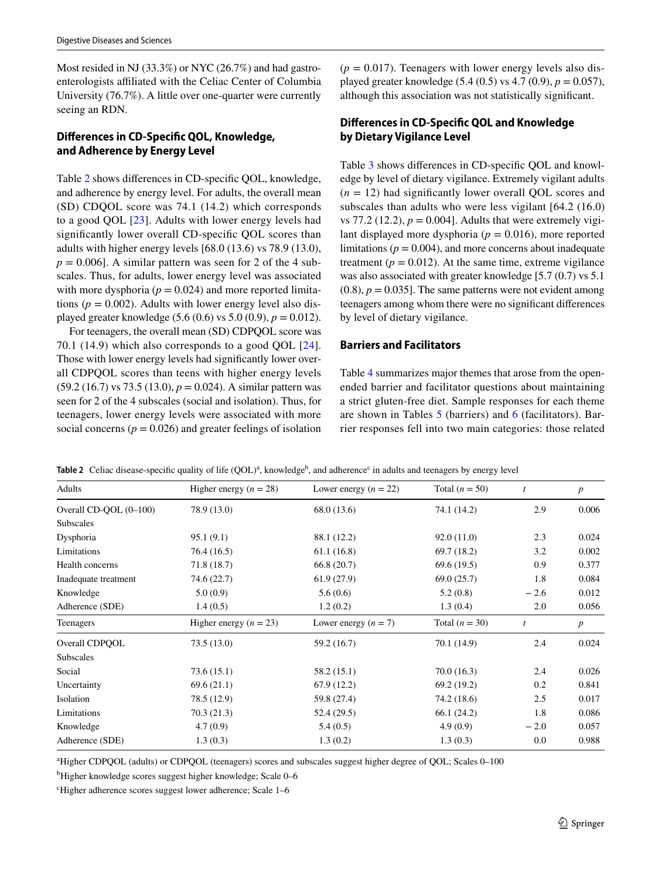Most resided in NJ (33.3%) or NYC (26.7%) and had gastroenterologists affiliated with the Celiac Center of Columbia University (76.7%). A little over one-quarter were currently seeing an RDN.

### Differences in CD-Specific QOL, Knowledge, and Adherence by Energy Level

Table 2 shows differences in CD-specific QOL, knowledge, and adherence by energy level. For adults, the overall mean (SD) CDQOL score was 74.1 (14.2) which corresponds to a good QOL [23]. Adults with lower energy levels had significantly lower overall CD-specific QOL scores than adults with higher energy levels [68.0 (13.6) vs 78.9 (13.0), $p = 0.006$]. A similar pattern was seen for 2 of the 4 subscales. Thus, for adults, lower energy level was associated with more dysphoria ($p = 0.024$) and more reported limitations ($p = 0.002$). Adults with lower energy level also displayed greater knowledge (5.6 (0.6) vs 5.0 (0.9), $p = 0.012$).

For teenagers, the overall mean (SD) CDPQOL score was 70.1 (14.9) which also corresponds to a good QOL [24]. Those with lower energy levels had significantly lower overall CDPQOL scores than teens with higher energy levels (59.2 (16.7) vs 73.5 (13.0), $p = 0.024$). A similar pattern was seen for 2 of the 4 subscales (social and isolation). Thus, for teenagers, lower energy levels were associated with more social concerns ($p = 0.026$) and greater feelings of isolation ($p = 0.017$). Teenagers with lower energy levels also displayed greater knowledge (5.4 (0.5) vs 4.7 (0.9), $p = 0.057$), although this association was not statistically significant.

### Differences in CD-Specific QOL and Knowledge by Dietary Vigilance Level

Table 3 shows differences in CD-specific QOL and knowledge by level of dietary vigilance. Extremely vigilant adults ($n = 12$) had significantly lower overall QOL scores and subscales than adults who were less vigilant [64.2 (16.0) vs 77.2 (12.2), $p = 0.004$]. Adults that were extremely vigilant displayed more dysphoria ($p = 0.016$), more reported limitations ($p = 0.004$), and more concerns about inadequate treatment ($p = 0.012$). At the same time, extreme vigilance was also associated with greater knowledge [5.7 (0.7) vs 5.1 (0.8), $p = 0.035$]. The same patterns were not evident among teenagers among whom there were no significant differences by level of dietary vigilance.

### Barriers and Facilitators

Table 4 summarizes major themes that arose from the open-ended barrier and facilitator questions about maintaining a strict gluten-free diet. Sample responses for each theme are shown in Tables 5 (barriers) and 6 (facilitators). Barrier responses fell into two main categories: those related

**Table 2** Celiac disease-specific quality of life (QOL)[a], knowledge[b], and adherence[c] in adults and teenagers by energy level

| Adults | Higher energy ($n = 28$) | Lower energy ($n = 22$) | Total ($n = 50$) | $t$ | $p$ |
|---|---|---|---|---|---|
| Overall CD-QOL (0–100) | 78.9 (13.0) | 68.0 (13.6) | 74.1 (14.2) | 2.9 | 0.006 |
| Subscales | | | | | |
| Dysphoria | 95.1 (9.1) | 88.1 (12.2) | 92.0 (11.0) | 2.3 | 0.024 |
| Limitations | 76.4 (16.5) | 61.1 (16.8) | 69.7 (18.2) | 3.2 | 0.002 |
| Health concerns | 71.8 (18.7) | 66.8 (20.7) | 69.6 (19.5) | 0.9 | 0.377 |
| Inadequate treatment | 74.6 (22.7) | 61.9 (27.9) | 69.0 (25.7) | 1.8 | 0.084 |
| Knowledge | 5.0 (0.9) | 5.6 (0.6) | 5.2 (0.8) | − 2.6 | 0.012 |
| Adherence (SDE) | 1.4 (0.5) | 1.2 (0.2) | 1.3 (0.4) | 2.0 | 0.056 |
| **Teenagers** | **Higher energy ($n = 23$)** | **Lower energy ($n = 7$)** | **Total ($n = 30$)** | $t$ | $p$ |
| Overall CDPQOL | 73.5 (13.0) | 59.2 (16.7) | 70.1 (14.9) | 2.4 | 0.024 |
| Subscales | | | | | |
| Social | 73.6 (15.1) | 58.2 (15.1) | 70.0 (16.3) | 2.4 | 0.026 |
| Uncertainty | 69.6 (21.1) | 67.9 (12.2) | 69.2 (19.2) | 0.2 | 0.841 |
| Isolation | 78.5 (12.9) | 59.8 (27.4) | 74.2 (18.6) | 2.5 | 0.017 |
| Limitations | 70.3 (21.3) | 52.4 (29.5) | 66.1 (24.2) | 1.8 | 0.086 |
| Knowledge | 4.7 (0.9) | 5.4 (0.5) | 4.9 (0.9) | − 2.0 | 0.057 |
| Adherence (SDE) | 1.3 (0.3) | 1.3 (0.2) | 1.3 (0.3) | 0.0 | 0.988 |

[a]Higher CDPQOL (adults) or CDPQOL (teenagers) scores and subscales suggest higher degree of QOL; Scales 0–100

[b]Higher knowledge scores suggest higher knowledge; Scale 0–6

[c]Higher adherence scores suggest lower adherence; Scale 1–6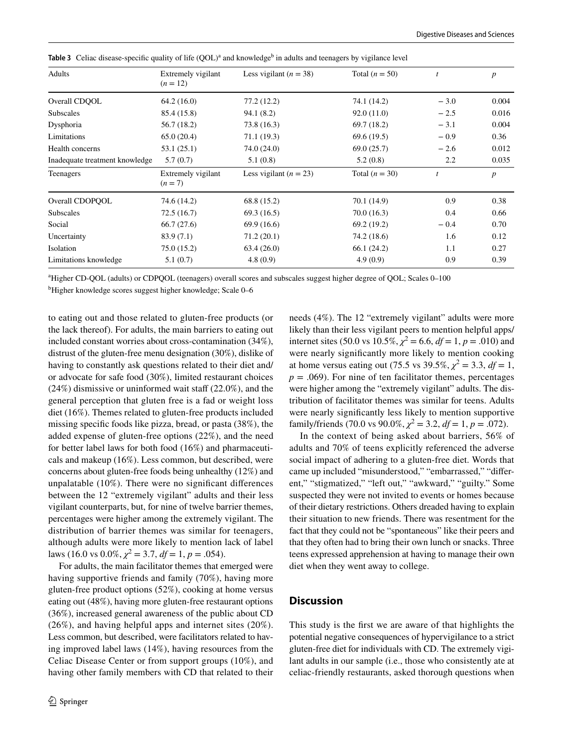**Table 3** Celiac disease-specific quality of life (QOL)[a] and knowledge[b] in adults and teenagers by vigilance level

| Adults | Extremely vigilant ($n = 12$) | Less vigilant ($n = 38$) | Total ($n = 50$) | $t$ | $p$ |
|---|---|---|---|---|---|
| Overall CDQOL | 64.2 (16.0) | 77.2 (12.2) | 74.1 (14.2) | − 3.0 | 0.004 |
| Subscales | 85.4 (15.8) | 94.1 (8.2) | 92.0 (11.0) | − 2.5 | 0.016 |
| Dysphoria | 56.7 (18.2) | 73.8 (16.3) | 69.7 (18.2) | − 3.1 | 0.004 |
| Limitations | 65.0 (20.4) | 71.1 (19.3) | 69.6 (19.5) | − 0.9 | 0.36 |
| Health concerns | 53.1 (25.1) | 74.0 (24.0) | 69.0 (25.7) | − 2.6 | 0.012 |
| Inadequate treatment knowledge | 5.7 (0.7) | 5.1 (0.8) | 5.2 (0.8) | 2.2 | 0.035 |
| **Teenagers** | **Extremely vigilant ($n = 7$)** | **Less vigilant ($n = 23$)** | **Total ($n = 30$)** | $t$ | $p$ |
| Overall CDOPQOL | 74.6 (14.2) | 68.8 (15.2) | 70.1 (14.9) | 0.9 | 0.38 |
| Subscales | 72.5 (16.7) | 69.3 (16.5) | 70.0 (16.3) | 0.4 | 0.66 |
| Social | 66.7 (27.6) | 69.9 (16.6) | 69.2 (19.2) | − 0.4 | 0.70 |
| Uncertainty | 83.9 (7.1) | 71.2 (20.1) | 74.2 (18.6) | 1.6 | 0.12 |
| Isolation | 75.0 (15.2) | 63.4 (26.0) | 66.1 (24.2) | 1.1 | 0.27 |
| Limitations knowledge | 5.1 (0.7) | 4.8 (0.9) | 4.9 (0.9) | 0.9 | 0.39 |

[a]Higher CD-QOL (adults) or CDPQOL (teenagers) overall scores and subscales suggest higher degree of QOL; Scales 0–100

[b]Higher knowledge scores suggest higher knowledge; Scale 0–6

to eating out and those related to gluten-free products (or the lack thereof). For adults, the main barriers to eating out included constant worries about cross-contamination (34%), distrust of the gluten-free menu designation (30%), dislike of having to constantly ask questions related to their diet and/or advocate for safe food (30%), limited restaurant choices (24%) dismissive or uninformed wait staff (22.0%), and the general perception that gluten free is a fad or weight loss diet (16%). Themes related to gluten-free products included missing specific foods like pizza, bread, or pasta (38%), the added expense of gluten-free options (22%), and the need for better label laws for both food (16%) and pharmaceuticals and makeup (16%). Less common, but described, were concerns about gluten-free foods being unhealthy (12%) and unpalatable (10%). There were no significant differences between the 12 "extremely vigilant" adults and their less vigilant counterparts, but, for nine of twelve barrier themes, percentages were higher among the extremely vigilant. The distribution of barrier themes was similar for teenagers, although adults were more likely to mention lack of label laws (16.0 vs 0.0%, $\chi^2 = 3.7$, $df = 1$, $p = .054$).

For adults, the main facilitator themes that emerged were having supportive friends and family (70%), having more gluten-free product options (52%), cooking at home versus eating out (48%), having more gluten-free restaurant options (36%), increased general awareness of the public about CD (26%), and having helpful apps and internet sites (20%). Less common, but described, were facilitators related to having improved label laws (14%), having resources from the Celiac Disease Center or from support groups (10%), and having other family members with CD that related to their needs (4%). The 12 "extremely vigilant" adults were more likely than their less vigilant peers to mention helpful apps/internet sites (50.0 vs 10.5%, $\chi^2 = 6.6$, $df = 1$, $p = .010$) and were nearly significantly more likely to mention cooking at home versus eating out (75.5 vs 39.5%, $\chi^2 = 3.3$, $df = 1$, $p = .069$). For nine of ten facilitator themes, percentages were higher among the "extremely vigilant" adults. The distribution of facilitator themes was similar for teens. Adults were nearly significantly less likely to mention supportive family/friends (70.0 vs 90.0%, $\chi^2 = 3.2$, $df = 1$, $p = .072$).

In the context of being asked about barriers, 56% of adults and 70% of teens explicitly referenced the adverse social impact of adhering to a gluten-free diet. Words that came up included "misunderstood," "embarrassed," "different," "stigmatized," "left out," "awkward," "guilty." Some suspected they were not invited to events or homes because of their dietary restrictions. Others dreaded having to explain their situation to new friends. There was resentment for the fact that they could not be "spontaneous" like their peers and that they often had to bring their own lunch or snacks. Three teens expressed apprehension at having to manage their own diet when they went away to college.

## Discussion

This study is the first we are aware of that highlights the potential negative consequences of hypervigilance to a strict gluten-free diet for individuals with CD. The extremely vigilant adults in our sample (i.e., those who consistently ate at celiac-friendly restaurants, asked thorough questions when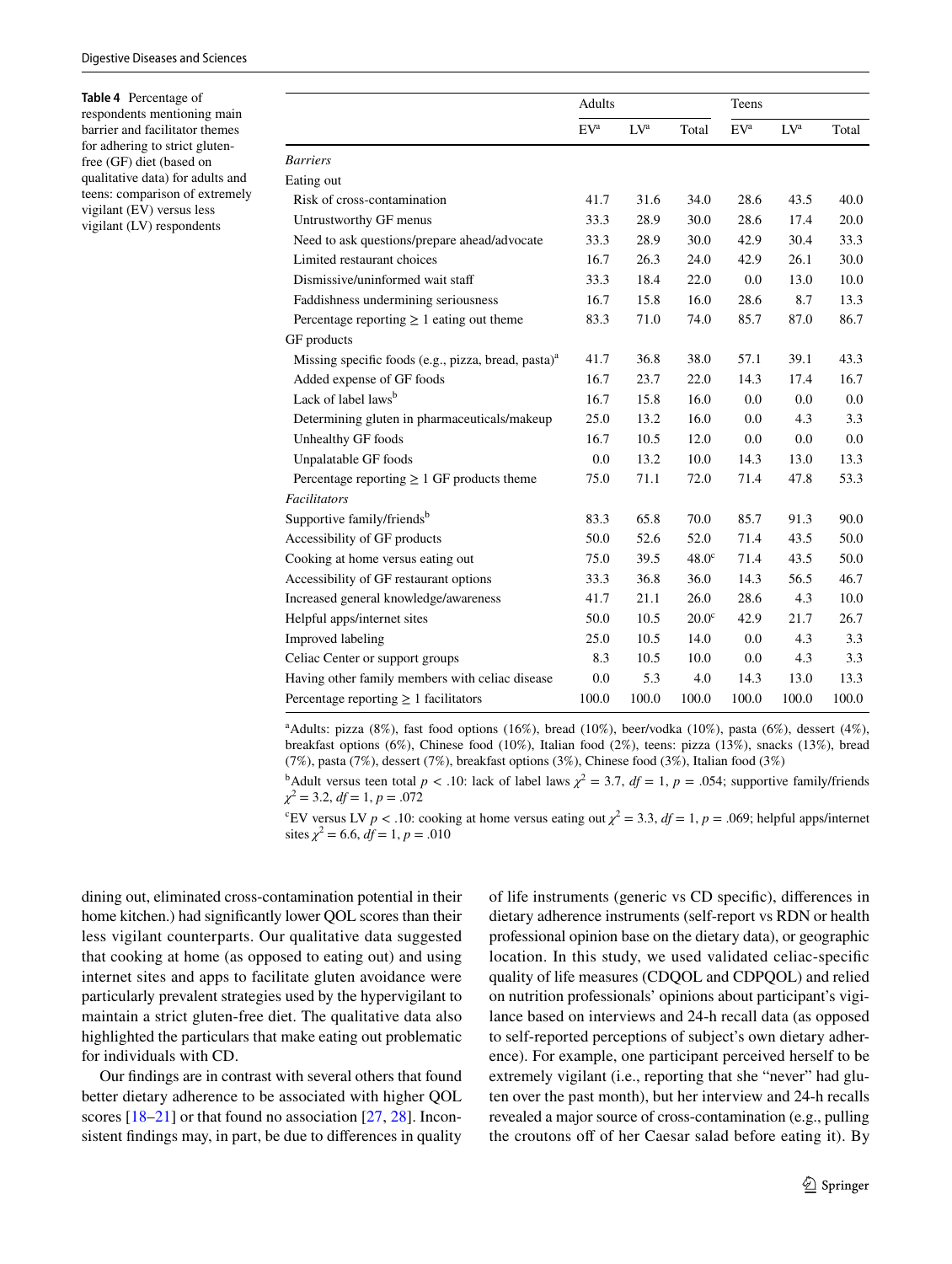**Table 4** Percentage of respondents mentioning main barrier and facilitator themes for adhering to strict gluten-free (GF) diet (based on qualitative data) for adults and teens: comparison of extremely vigilant (EV) versus less vigilant (LV) respondents

| | Adults | | | Teens | | |
|---|---|---|---|---|---|---|
| | EV[a] | LV[a] | Total | EV[a] | LV[a] | Total |
| *Barriers* | | | | | | |
| Eating out | | | | | | |
| Risk of cross-contamination | 41.7 | 31.6 | 34.0 | 28.6 | 43.5 | 40.0 |
| Untrustworthy GF menus | 33.3 | 28.9 | 30.0 | 28.6 | 17.4 | 20.0 |
| Need to ask questions/prepare ahead/advocate | 33.3 | 28.9 | 30.0 | 42.9 | 30.4 | 33.3 |
| Limited restaurant choices | 16.7 | 26.3 | 24.0 | 42.9 | 26.1 | 30.0 |
| Dismissive/uninformed wait staff | 33.3 | 18.4 | 22.0 | 0.0 | 13.0 | 10.0 |
| Faddishness undermining seriousness | 16.7 | 15.8 | 16.0 | 28.6 | 8.7 | 13.3 |
| Percentage reporting ≥ 1 eating out theme | 83.3 | 71.0 | 74.0 | 85.7 | 87.0 | 86.7 |
| GF products | | | | | | |
| Missing specific foods (e.g., pizza, bread, pasta)[a] | 41.7 | 36.8 | 38.0 | 57.1 | 39.1 | 43.3 |
| Added expense of GF foods | 16.7 | 23.7 | 22.0 | 14.3 | 17.4 | 16.7 |
| Lack of label laws[b] | 16.7 | 15.8 | 16.0 | 0.0 | 0.0 | 0.0 |
| Determining gluten in pharmaceuticals/makeup | 25.0 | 13.2 | 16.0 | 0.0 | 4.3 | 3.3 |
| Unhealthy GF foods | 16.7 | 10.5 | 12.0 | 0.0 | 0.0 | 0.0 |
| Unpalatable GF foods | 0.0 | 13.2 | 10.0 | 14.3 | 13.0 | 13.3 |
| Percentage reporting ≥ 1 GF products theme | 75.0 | 71.1 | 72.0 | 71.4 | 47.8 | 53.3 |
| *Facilitators* | | | | | | |
| Supportive family/friends[b] | 83.3 | 65.8 | 70.0 | 85.7 | 91.3 | 90.0 |
| Accessibility of GF products | 50.0 | 52.6 | 52.0 | 71.4 | 43.5 | 50.0 |
| Cooking at home versus eating out | 75.0 | 39.5 | 48.0[c] | 71.4 | 43.5 | 50.0 |
| Accessibility of GF restaurant options | 33.3 | 36.8 | 36.0 | 14.3 | 56.5 | 46.7 |
| Increased general knowledge/awareness | 41.7 | 21.1 | 26.0 | 28.6 | 4.3 | 10.0 |
| Helpful apps/internet sites | 50.0 | 10.5 | 20.0[c] | 42.9 | 21.7 | 26.7 |
| Improved labeling | 25.0 | 10.5 | 14.0 | 0.0 | 4.3 | 3.3 |
| Celiac Center or support groups | 8.3 | 10.5 | 10.0 | 0.0 | 4.3 | 3.3 |
| Having other family members with celiac disease | 0.0 | 5.3 | 4.0 | 14.3 | 13.0 | 13.3 |
| Percentage reporting ≥ 1 facilitators | 100.0 | 100.0 | 100.0 | 100.0 | 100.0 | 100.0 |

[a]Adults: pizza (8%), fast food options (16%), bread (10%), beer/vodka (10%), pasta (6%), dessert (4%), breakfast options (6%), Chinese food (10%), Italian food (2%), teens: pizza (13%), snacks (13%), bread (7%), pasta (7%), dessert (7%), breakfast options (3%), Chinese food (3%), Italian food (3%)

[b]Adult versus teen total $p < .10$: lack of label laws $\chi^2 = 3.7$, $df = 1$, $p = .054$; supportive family/friends $\chi^2 = 3.2$, $df = 1$, $p = .072$

[c]EV versus LV $p < .10$: cooking at home versus eating out $\chi^2 = 3.3$, $df = 1$, $p = .069$; helpful apps/internet sites $\chi^2 = 6.6$, $df = 1$, $p = .010$

dining out, eliminated cross-contamination potential in their home kitchen.) had significantly lower QOL scores than their less vigilant counterparts. Our qualitative data suggested that cooking at home (as opposed to eating out) and using internet sites and apps to facilitate gluten avoidance were particularly prevalent strategies used by the hypervigilant to maintain a strict gluten-free diet. The qualitative data also highlighted the particulars that make eating out problematic for individuals with CD.

Our findings are in contrast with several others that found better dietary adherence to be associated with higher QOL scores [18–21] or that found no association [27, 28]. Inconsistent findings may, in part, be due to differences in quality of life instruments (generic vs CD specific), differences in dietary adherence instruments (self-report vs RDN or health professional opinion base on the dietary data), or geographic location. In this study, we used validated celiac-specific quality of life measures (CDQOL and CDPQOL) and relied on nutrition professionals' opinions about participant's vigilance based on interviews and 24-h recall data (as opposed to self-reported perceptions of subject's own dietary adherence). For example, one participant perceived herself to be extremely vigilant (i.e., reporting that she "never" had gluten over the past month), but her interview and 24-h recalls revealed a major source of cross-contamination (e.g., pulling the croutons off of her Caesar salad before eating it). By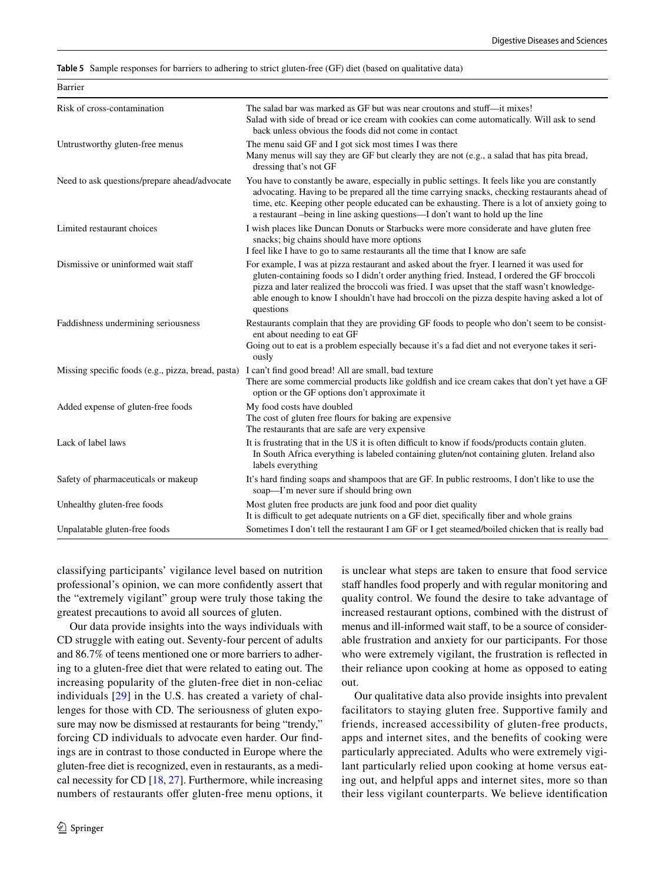**Table 5** Sample responses for barriers to adhering to strict gluten-free (GF) diet (based on qualitative data)

| Barrier | |
|---|---|
| Risk of cross-contamination | The salad bar was marked as GF but was near croutons and stuff—it mixes!<br>Salad with side of bread or ice cream with cookies can come automatically. Will ask to send back unless obvious the foods did not come in contact |
| Untrustworthy gluten-free menus | The menu said GF and I got sick most times I was there<br>Many menus will say they are GF but clearly they are not (e.g., a salad that has pita bread, dressing that's not GF |
| Need to ask questions/prepare ahead/advocate | You have to constantly be aware, especially in public settings. It feels like you are constantly advocating. Having to be prepared all the time carrying snacks, checking restaurants ahead of time, etc. Keeping other people educated can be exhausting. There is a lot of anxiety going to a restaurant –being in line asking questions—I don't want to hold up the line |
| Limited restaurant choices | I wish places like Duncan Donuts or Starbucks were more considerate and have gluten free snacks; big chains should have more options<br>I feel like I have to go to same restaurants all the time that I know are safe |
| Dismissive or uninformed wait staff | For example, I was at pizza restaurant and asked about the fryer. I learned it was used for gluten-containing foods so I didn't order anything fried. Instead, I ordered the GF broccoli pizza and later realized the broccoli was fried. I was upset that the staff wasn't knowledgeable enough to know I shouldn't have had broccoli on the pizza despite having asked a lot of questions |
| Faddishness undermining seriousness | Restaurants complain that they are providing GF foods to people who don't seem to be consistent about needing to eat GF<br>Going out to eat is a problem especially because it's a fad diet and not everyone takes it seriously |
| Missing specific foods (e.g., pizza, bread, pasta) | I can't find good bread! All are small, bad texture<br>There are some commercial products like goldfish and ice cream cakes that don't yet have a GF option or the GF options don't approximate it |
| Added expense of gluten-free foods | My food costs have doubled<br>The cost of gluten free flours for baking are expensive<br>The restaurants that are safe are very expensive |
| Lack of label laws | It is frustrating that in the US it is often difficult to know if foods/products contain gluten. In South Africa everything is labeled containing gluten/not containing gluten. Ireland also labels everything |
| Safety of pharmaceuticals or makeup | It's hard finding soaps and shampoos that are GF. In public restrooms, I don't like to use the soap—I'm never sure if should bring own |
| Unhealthy gluten-free foods | Most gluten free products are junk food and poor diet quality<br>It is difficult to get adequate nutrients on a GF diet, specifically fiber and whole grains |
| Unpalatable gluten-free foods | Sometimes I don't tell the restaurant I am GF or I get steamed/boiled chicken that is really bad |

classifying participants' vigilance level based on nutrition professional's opinion, we can more confidently assert that the "extremely vigilant" group were truly those taking the greatest precautions to avoid all sources of gluten.

Our data provide insights into the ways individuals with CD struggle with eating out. Seventy-four percent of adults and 86.7% of teens mentioned one or more barriers to adhering to a gluten-free diet that were related to eating out. The increasing popularity of the gluten-free diet in non-celiac individuals [29] in the U.S. has created a variety of challenges for those with CD. The seriousness of gluten exposure may now be dismissed at restaurants for being "trendy," forcing CD individuals to advocate even harder. Our findings are in contrast to those conducted in Europe where the gluten-free diet is recognized, even in restaurants, as a medical necessity for CD [18, 27]. Furthermore, while increasing numbers of restaurants offer gluten-free menu options, it is unclear what steps are taken to ensure that food service staff handles food properly and with regular monitoring and quality control. We found the desire to take advantage of increased restaurant options, combined with the distrust of menus and ill-informed wait staff, to be a source of considerable frustration and anxiety for our participants. For those who were extremely vigilant, the frustration is reflected in their reliance upon cooking at home as opposed to eating out.

Our qualitative data also provide insights into prevalent facilitators to staying gluten free. Supportive family and friends, increased accessibility of gluten-free products, apps and internet sites, and the benefits of cooking were particularly appreciated. Adults who were extremely vigilant particularly relied upon cooking at home versus eating out, and helpful apps and internet sites, more so than their less vigilant counterparts. We believe identification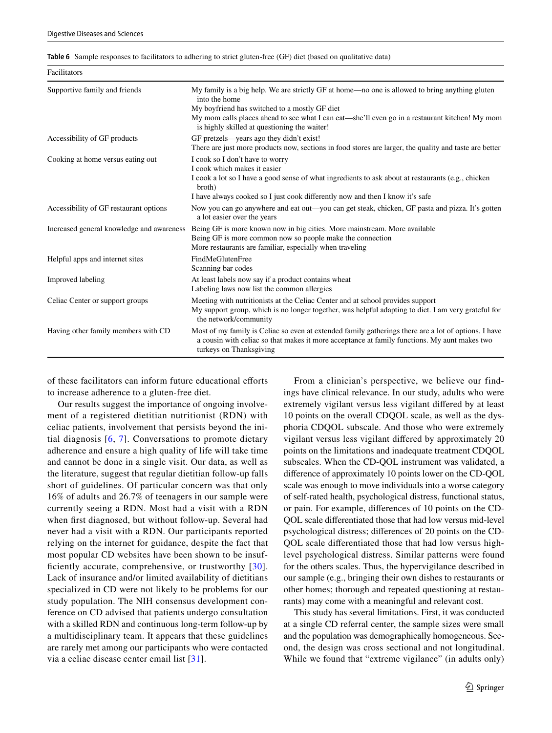**Table 6** Sample responses to facilitators to adhering to strict gluten-free (GF) diet (based on qualitative data)

| Facilitators | |
|---|---|
| Supportive family and friends | My family is a big help. We are strictly GF at home—no one is allowed to bring anything gluten into the home<br>My boyfriend has switched to a mostly GF diet<br>My mom calls places ahead to see what I can eat—she'll even go in a restaurant kitchen! My mom is highly skilled at questioning the waiter! |
| Accessibility of GF products | GF pretzels—years ago they didn't exist!<br>There are just more products now, sections in food stores are larger, the quality and taste are better |
| Cooking at home versus eating out | I cook so I don't have to worry<br>I cook which makes it easier<br>I cook a lot so I have a good sense of what ingredients to ask about at restaurants (e.g., chicken broth)<br>I have always cooked so I just cook differently now and then I know it's safe |
| Accessibility of GF restaurant options | Now you can go anywhere and eat out—you can get steak, chicken, GF pasta and pizza. It's gotten a lot easier over the years |
| Increased general knowledge and awareness | Being GF is more known now in big cities. More mainstream. More available<br>Being GF is more common now so people make the connection<br>More restaurants are familiar, especially when traveling |
| Helpful apps and internet sites | FindMeGlutenFree<br>Scanning bar codes |
| Improved labeling | At least labels now say if a product contains wheat<br>Labeling laws now list the common allergies |
| Celiac Center or support groups | Meeting with nutritionists at the Celiac Center and at school provides support<br>My support group, which is no longer together, was helpful adapting to diet. I am very grateful for the network/community |
| Having other family members with CD | Most of my family is Celiac so even at extended family gatherings there are a lot of options. I have a cousin with celiac so that makes it more acceptance at family functions. My aunt makes two turkeys on Thanksgiving |

of these facilitators can inform future educational efforts to increase adherence to a gluten-free diet.

Our results suggest the importance of ongoing involvement of a registered dietitian nutritionist (RDN) with celiac patients, involvement that persists beyond the initial diagnosis [6, 7]. Conversations to promote dietary adherence and ensure a high quality of life will take time and cannot be done in a single visit. Our data, as well as the literature, suggest that regular dietitian follow-up falls short of guidelines. Of particular concern was that only 16% of adults and 26.7% of teenagers in our sample were currently seeing a RDN. Most had a visit with a RDN when first diagnosed, but without follow-up. Several had never had a visit with a RDN. Our participants reported relying on the internet for guidance, despite the fact that most popular CD websites have been shown to be insufficiently accurate, comprehensive, or trustworthy [30]. Lack of insurance and/or limited availability of dietitians specialized in CD were not likely to be problems for our study population. The NIH consensus development conference on CD advised that patients undergo consultation with a skilled RDN and continuous long-term follow-up by a multidisciplinary team. It appears that these guidelines are rarely met among our participants who were contacted via a celiac disease center email list [31].

From a clinician's perspective, we believe our findings have clinical relevance. In our study, adults who were extremely vigilant versus less vigilant differed by at least 10 points on the overall CDQOL scale, as well as the dysphoria CDQOL subscale. And those who were extremely vigilant versus less vigilant differed by approximately 20 points on the limitations and inadequate treatment CDQOL subscales. When the CD-QOL instrument was validated, a difference of approximately 10 points lower on the CD-QOL scale was enough to move individuals into a worse category of self-rated health, psychological distress, functional status, or pain. For example, differences of 10 points on the CD-QOL scale differentiated those that had low versus mid-level psychological distress; differences of 20 points on the CD-QOL scale differentiated those that had low versus high-level psychological distress. Similar patterns were found for the others scales. Thus, the hypervigilance described in our sample (e.g., bringing their own dishes to restaurants or other homes; thorough and repeated questioning at restaurants) may come with a meaningful and relevant cost.

This study has several limitations. First, it was conducted at a single CD referral center, the sample sizes were small and the population was demographically homogeneous. Second, the design was cross sectional and not longitudinal. While we found that "extreme vigilance" (in adults only)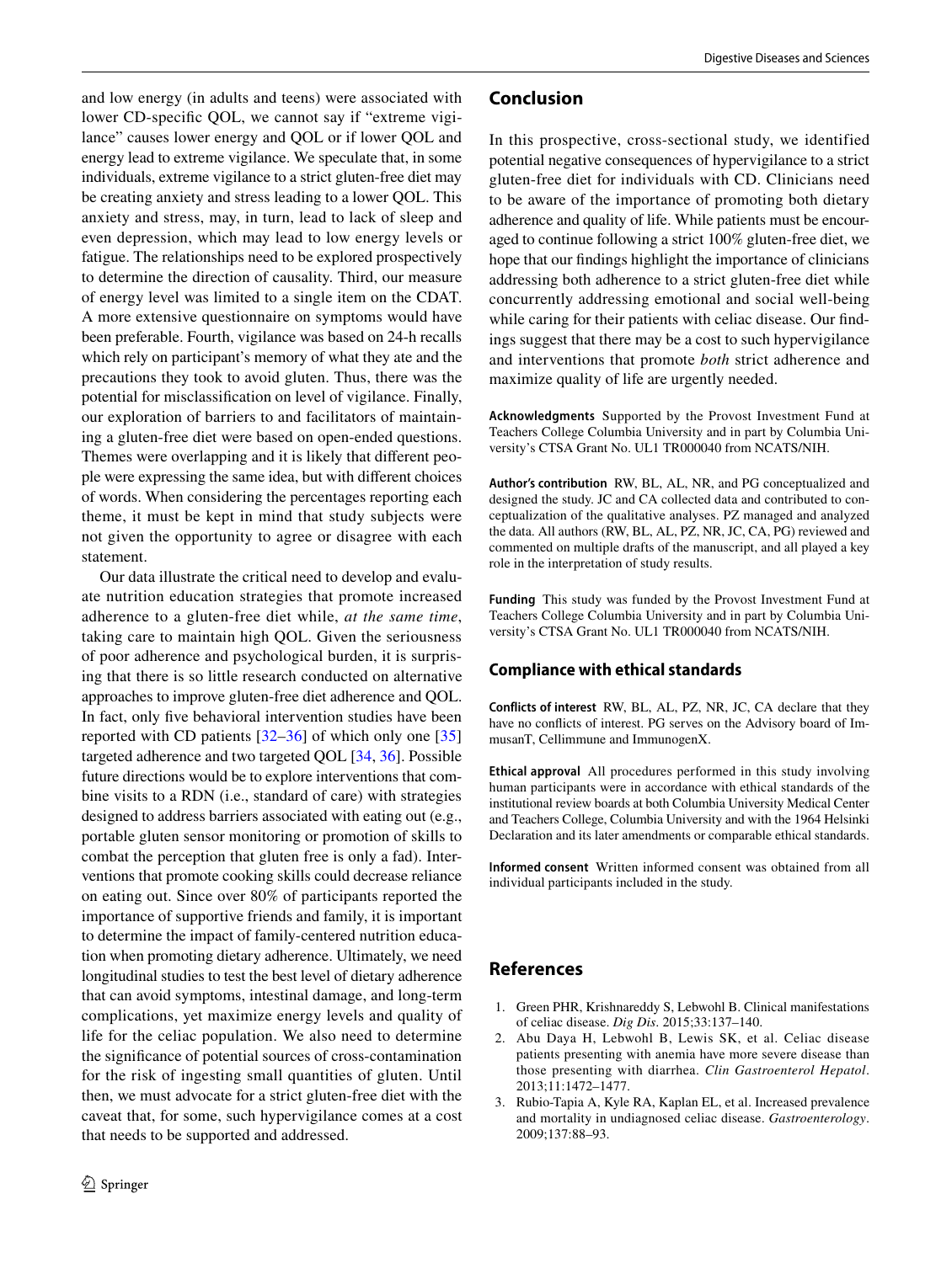and low energy (in adults and teens) were associated with lower CD-specific QOL, we cannot say if "extreme vigilance" causes lower energy and QOL or if lower QOL and energy lead to extreme vigilance. We speculate that, in some individuals, extreme vigilance to a strict gluten-free diet may be creating anxiety and stress leading to a lower QOL. This anxiety and stress, may, in turn, lead to lack of sleep and even depression, which may lead to low energy levels or fatigue. The relationships need to be explored prospectively to determine the direction of causality. Third, our measure of energy level was limited to a single item on the CDAT. A more extensive questionnaire on symptoms would have been preferable. Fourth, vigilance was based on 24-h recalls which rely on participant's memory of what they ate and the precautions they took to avoid gluten. Thus, there was the potential for misclassification on level of vigilance. Finally, our exploration of barriers to and facilitators of maintaining a gluten-free diet were based on open-ended questions. Themes were overlapping and it is likely that different people were expressing the same idea, but with different choices of words. When considering the percentages reporting each theme, it must be kept in mind that study subjects were not given the opportunity to agree or disagree with each statement.

Our data illustrate the critical need to develop and evaluate nutrition education strategies that promote increased adherence to a gluten-free diet while, *at the same time*, taking care to maintain high QOL. Given the seriousness of poor adherence and psychological burden, it is surprising that there is so little research conducted on alternative approaches to improve gluten-free diet adherence and QOL. In fact, only five behavioral intervention studies have been reported with CD patients [32–36] of which only one [35] targeted adherence and two targeted QOL [34, 36]. Possible future directions would be to explore interventions that combine visits to a RDN (i.e., standard of care) with strategies designed to address barriers associated with eating out (e.g., portable gluten sensor monitoring or promotion of skills to combat the perception that gluten free is only a fad). Interventions that promote cooking skills could decrease reliance on eating out. Since over 80% of participants reported the importance of supportive friends and family, it is important to determine the impact of family-centered nutrition education when promoting dietary adherence. Ultimately, we need longitudinal studies to test the best level of dietary adherence that can avoid symptoms, intestinal damage, and long-term complications, yet maximize energy levels and quality of life for the celiac population. We also need to determine the significance of potential sources of cross-contamination for the risk of ingesting small quantities of gluten. Until then, we must advocate for a strict gluten-free diet with the caveat that, for some, such hypervigilance comes at a cost that needs to be supported and addressed.

## Conclusion

In this prospective, cross-sectional study, we identified potential negative consequences of hypervigilance to a strict gluten-free diet for individuals with CD. Clinicians need to be aware of the importance of promoting both dietary adherence and quality of life. While patients must be encouraged to continue following a strict 100% gluten-free diet, we hope that our findings highlight the importance of clinicians addressing both adherence to a strict gluten-free diet while concurrently addressing emotional and social well-being while caring for their patients with celiac disease. Our findings suggest that there may be a cost to such hypervigilance and interventions that promote *both* strict adherence and maximize quality of life are urgently needed.

**Acknowledgments** Supported by the Provost Investment Fund at Teachers College Columbia University and in part by Columbia University's CTSA Grant No. UL1 TR000040 from NCATS/NIH.

**Author's contribution** RW, BL, AL, NR, and PG conceptualized and designed the study. JC and CA collected data and contributed to conceptualization of the qualitative analyses. PZ managed and analyzed the data. All authors (RW, BL, AL, PZ, NR, JC, CA, PG) reviewed and commented on multiple drafts of the manuscript, and all played a key role in the interpretation of study results.

**Funding** This study was funded by the Provost Investment Fund at Teachers College Columbia University and in part by Columbia University's CTSA Grant No. UL1 TR000040 from NCATS/NIH.

### Compliance with ethical standards

**Conflicts of interest** RW, BL, AL, PZ, NR, JC, CA declare that they have no conflicts of interest. PG serves on the Advisory board of ImmusanT, Cellimmune and ImmunogenX.

**Ethical approval** All procedures performed in this study involving human participants were in accordance with ethical standards of the institutional review boards at both Columbia University Medical Center and Teachers College, Columbia University and with the 1964 Helsinki Declaration and its later amendments or comparable ethical standards.

**Informed consent** Written informed consent was obtained from all individual participants included in the study.

## References

1. Green PHR, Krishnareddy S, Lebwohl B. Clinical manifestations of celiac disease. *Dig Dis*. 2015;33:137–140.
2. Abu Daya H, Lebwohl B, Lewis SK, et al. Celiac disease patients presenting with anemia have more severe disease than those presenting with diarrhea. *Clin Gastroenterol Hepatol*. 2013;11:1472–1477.
3. Rubio-Tapia A, Kyle RA, Kaplan EL, et al. Increased prevalence and mortality in undiagnosed celiac disease. *Gastroenterology*. 2009;137:88–93.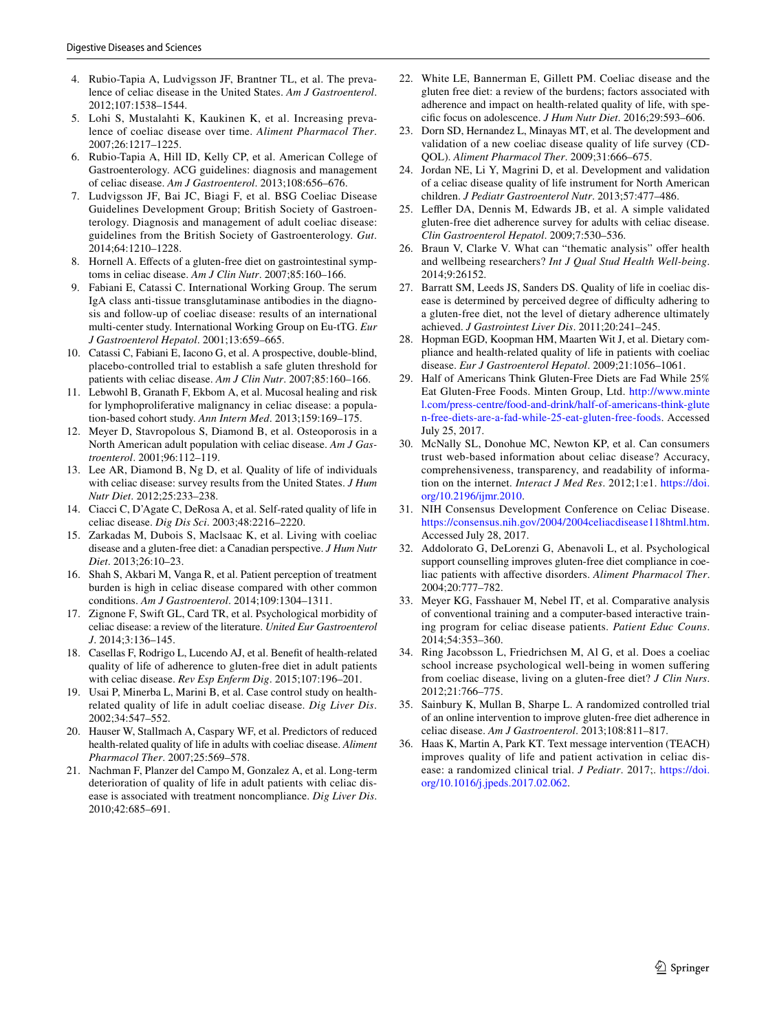4. Rubio-Tapia A, Ludvigsson JF, Brantner TL, et al. The prevalence of celiac disease in the United States. *Am J Gastroenterol*. 2012;107:1538–1544.
5. Lohi S, Mustalahti K, Kaukinen K, et al. Increasing prevalence of coeliac disease over time. *Aliment Pharmacol Ther*. 2007;26:1217–1225.
6. Rubio-Tapia A, Hill ID, Kelly CP, et al. American College of Gastroenterology. ACG guidelines: diagnosis and management of celiac disease. *Am J Gastroenterol*. 2013;108:656–676.
7. Ludvigsson JF, Bai JC, Biagi F, et al. BSG Coeliac Disease Guidelines Development Group; British Society of Gastroenterology. Diagnosis and management of adult coeliac disease: guidelines from the British Society of Gastroenterology. *Gut*. 2014;64:1210–1228.
8. Hornell A. Effects of a gluten-free diet on gastrointestinal symptoms in celiac disease. *Am J Clin Nutr*. 2007;85:160–166.
9. Fabiani E, Catassi C. International Working Group. The serum IgA class anti-tissue transglutaminase antibodies in the diagnosis and follow-up of coeliac disease: results of an international multi-center study. International Working Group on Eu-tTG. *Eur J Gastroenterol Hepatol*. 2001;13:659–665.
10. Catassi C, Fabiani E, Iacono G, et al. A prospective, double-blind, placebo-controlled trial to establish a safe gluten threshold for patients with celiac disease. *Am J Clin Nutr*. 2007;85:160–166.
11. Lebwohl B, Granath F, Ekbom A, et al. Mucosal healing and risk for lymphoproliferative malignancy in celiac disease: a population-based cohort study. *Ann Intern Med*. 2013;159:169–175.
12. Meyer D, Stavropolous S, Diamond B, et al. Osteoporosis in a North American adult population with celiac disease. *Am J Gastroenterol*. 2001;96:112–119.
13. Lee AR, Diamond B, Ng D, et al. Quality of life of individuals with celiac disease: survey results from the United States. *J Hum Nutr Diet*. 2012;25:233–238.
14. Ciacci C, D'Agate C, DeRosa A, et al. Self-rated quality of life in celiac disease. *Dig Dis Sci*. 2003;48:2216–2220.
15. Zarkadas M, Dubois S, MacIsaac K, et al. Living with coeliac disease and a gluten-free diet: a Canadian perspective. *J Hum Nutr Diet*. 2013;26:10–23.
16. Shah S, Akbari M, Vanga R, et al. Patient perception of treatment burden is high in celiac disease compared with other common conditions. *Am J Gastroenterol*. 2014;109:1304–1311.
17. Zignone F, Swift GL, Card TR, et al. Psychological morbidity of celiac disease: a review of the literature. *United Eur Gastroenterol J*. 2014;3:136–145.
18. Casellas F, Rodrigo L, Lucendo AJ, et al. Benefit of health-related quality of life of adherence to gluten-free diet in adult patients with celiac disease. *Rev Esp Enferm Dig*. 2015;107:196–201.
19. Usai P, Minerba L, Marini B, et al. Case control study on health-related quality of life in adult coeliac disease. *Dig Liver Dis*. 2002;34:547–552.
20. Hauser W, Stallmach A, Caspary WF, et al. Predictors of reduced health-related quality of life in adults with coeliac disease. *Aliment Pharmacol Ther*. 2007;25:569–578.
21. Nachman F, Planzer del Campo M, Gonzalez A, et al. Long-term deterioration of quality of life in adult patients with celiac disease is associated with treatment noncompliance. *Dig Liver Dis*. 2010;42:685–691.
22. White LE, Bannerman E, Gillett PM. Coeliac disease and the gluten free diet: a review of the burdens; factors associated with adherence and impact on health-related quality of life, with specific focus on adolescence. *J Hum Nutr Diet*. 2016;29:593–606.
23. Dorn SD, Hernandez L, Minayas MT, et al. The development and validation of a new coeliac disease quality of life survey (CD-QOL). *Aliment Pharmacol Ther*. 2009;31:666–675.
24. Jordan NE, Li Y, Magrini D, et al. Development and validation of a celiac disease quality of life instrument for North American children. *J Pediatr Gastroenterol Nutr*. 2013;57:477–486.
25. Leffler DA, Dennis M, Edwards JB, et al. A simple validated gluten-free diet adherence survey for adults with celiac disease. *Clin Gastroenterol Hepatol*. 2009;7:530–536.
26. Braun V, Clarke V. What can "thematic analysis" offer health and wellbeing researchers? *Int J Qual Stud Health Well-being*. 2014;9:26152.
27. Barratt SM, Leeds JS, Sanders DS. Quality of life in coeliac disease is determined by perceived degree of difficulty adhering to a gluten-free diet, not the level of dietary adherence ultimately achieved. *J Gastrointest Liver Dis*. 2011;20:241–245.
28. Hopman EGD, Koopman HM, Maarten Wit J, et al. Dietary compliance and health-related quality of life in patients with coeliac disease. *Eur J Gastroenterol Hepatol*. 2009;21:1056–1061.
29. Half of Americans Think Gluten-Free Diets are Fad While 25% Eat Gluten-Free Foods. Minten Group, Ltd. http://www.mintel.com/press-centre/food-and-drink/half-of-americans-think-gluten-free-diets-are-a-fad-while-25-eat-gluten-free-foods. Accessed July 25, 2017.
30. McNally SL, Donohue MC, Newton KP, et al. Can consumers trust web-based information about celiac disease? Accuracy, comprehensiveness, transparency, and readability of information on the internet. *Interact J Med Res*. 2012;1:e1. https://doi.org/10.2196/ijmr.2010.
31. NIH Consensus Development Conference on Celiac Disease. https://consensus.nih.gov/2004/2004celiacdisease118html.htm. Accessed July 28, 2017.
32. Addolorato G, DeLorenzi G, Abenavoli L, et al. Psychological support counselling improves gluten-free diet compliance in coeliac patients with affective disorders. *Aliment Pharmacol Ther*. 2004;20:777–782.
33. Meyer KG, Fasshauer M, Nebel IT, et al. Comparative analysis of conventional training and a computer-based interactive training program for celiac disease patients. *Patient Educ Couns*. 2014;54:353–360.
34. Ring Jacobsson L, Friedrichsen M, Al G, et al. Does a coeliac school increase psychological well-being in women suffering from coeliac disease, living on a gluten-free diet? *J Clin Nurs*. 2012;21:766–775.
35. Sainbury K, Mullan B, Sharpe L. A randomized controlled trial of an online intervention to improve gluten-free diet adherence in celiac disease. *Am J Gastroenterol*. 2013;108:811–817.
36. Haas K, Martin A, Park KT. Text message intervention (TEACH) improves quality of life and patient activation in celiac disease: a randomized clinical trial. *J Pediatr*. 2017;. https://doi.org/10.1016/j.jpeds.2017.02.062.